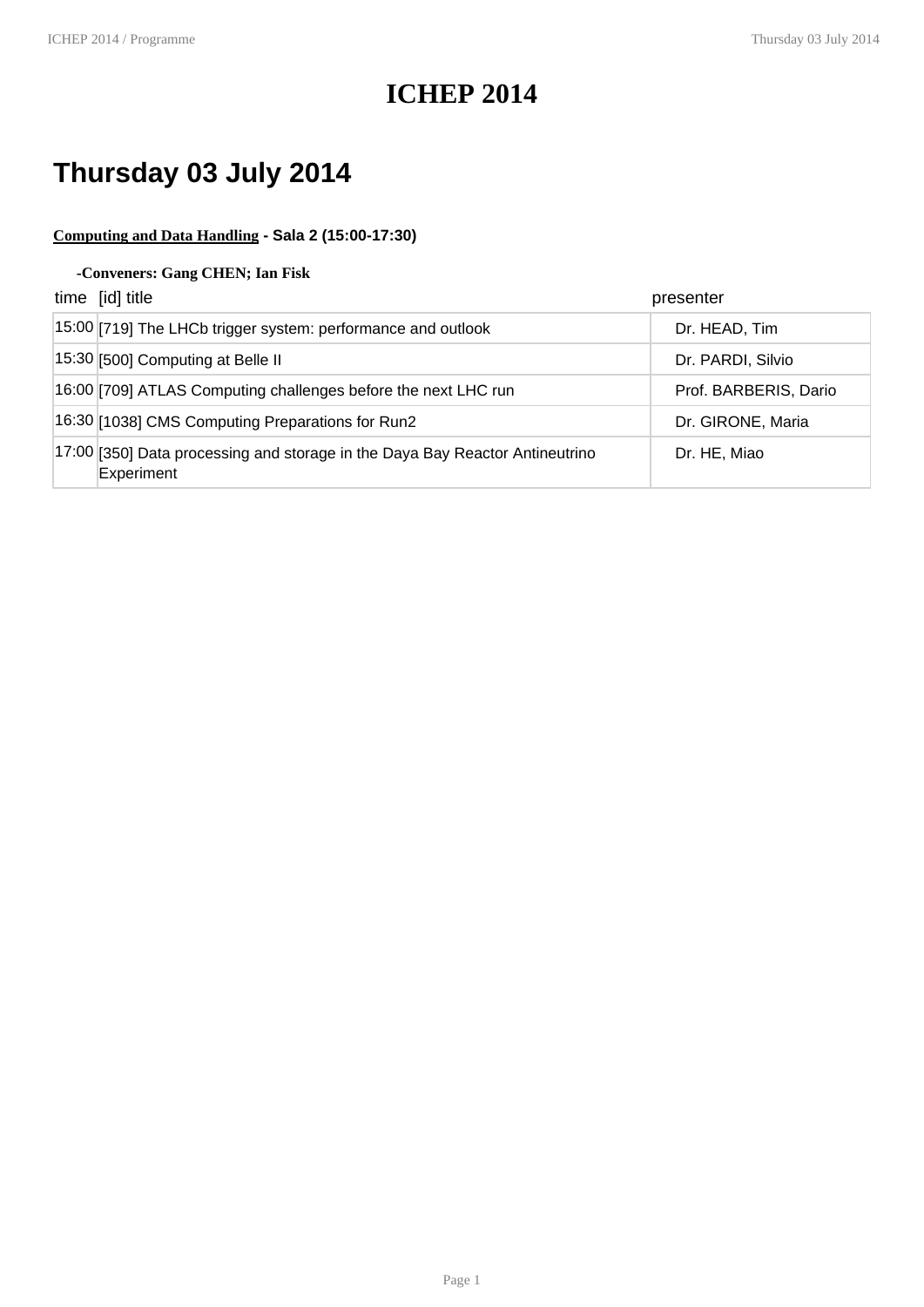# ICHEP 2014

## Thursday 03 July 2014

**Computing and Data Handling - Sala 2 (15:00-17:30)**

**-Conveners: Gang CHEN; Ian Fisk**

| time | [id] title | presenter |
|---|---|---|
| 15:00 | [719] The LHCb trigger system: performance and outlook | Dr. HEAD, Tim |
| 15:30 | [500] Computing at Belle II | Dr. PARDI, Silvio |
| 16:00 | [709] ATLAS Computing challenges before the next LHC run | Prof. BARBERIS, Dario |
| 16:30 | [1038] CMS Computing Preparations for Run2 | Dr. GIRONE, Maria |
| 17:00 | [350] Data processing and storage in the Daya Bay Reactor Antineutrino Experiment | Dr. HE, Miao |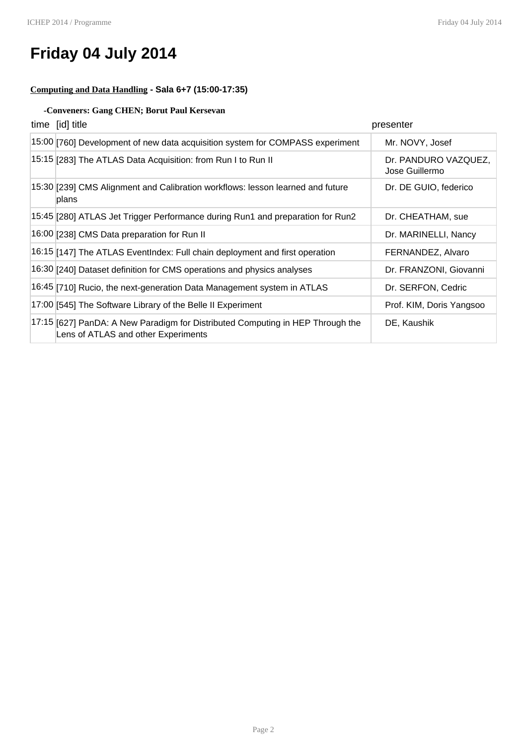# Friday 04 July 2014

**Computing and Data Handling** - **Sala 6+7 (15:00-17:35)**

**-Conveners: Gang CHEN; Borut Paul Kersevan**

| time | [id] title | presenter |
|---|---|---|
| 15:00 | [760] Development of new data acquisition system for COMPASS experiment | Mr. NOVY, Josef |
| 15:15 | [283] The ATLAS Data Acquisition: from Run I to Run II | Dr. PANDURO VAZQUEZ, Jose Guillermo |
| 15:30 | [239] CMS Alignment and Calibration workflows: lesson learned and future plans | Dr. DE GUIO, federico |
| 15:45 | [280] ATLAS Jet Trigger Performance during Run1 and preparation for Run2 | Dr. CHEATHAM, sue |
| 16:00 | [238] CMS Data preparation for Run II | Dr. MARINELLI, Nancy |
| 16:15 | [147] The ATLAS EventIndex: Full chain deployment and first operation | FERNANDEZ, Alvaro |
| 16:30 | [240] Dataset definition for CMS operations and physics analyses | Dr. FRANZONI, Giovanni |
| 16:45 | [710] Rucio, the next-generation Data Management system in ATLAS | Dr. SERFON, Cedric |
| 17:00 | [545] The Software Library of the Belle II Experiment | Prof. KIM, Doris Yangsoo |
| 17:15 | [627] PanDA: A New Paradigm for Distributed Computing in HEP Through the Lens of ATLAS and other Experiments | DE, Kaushik |